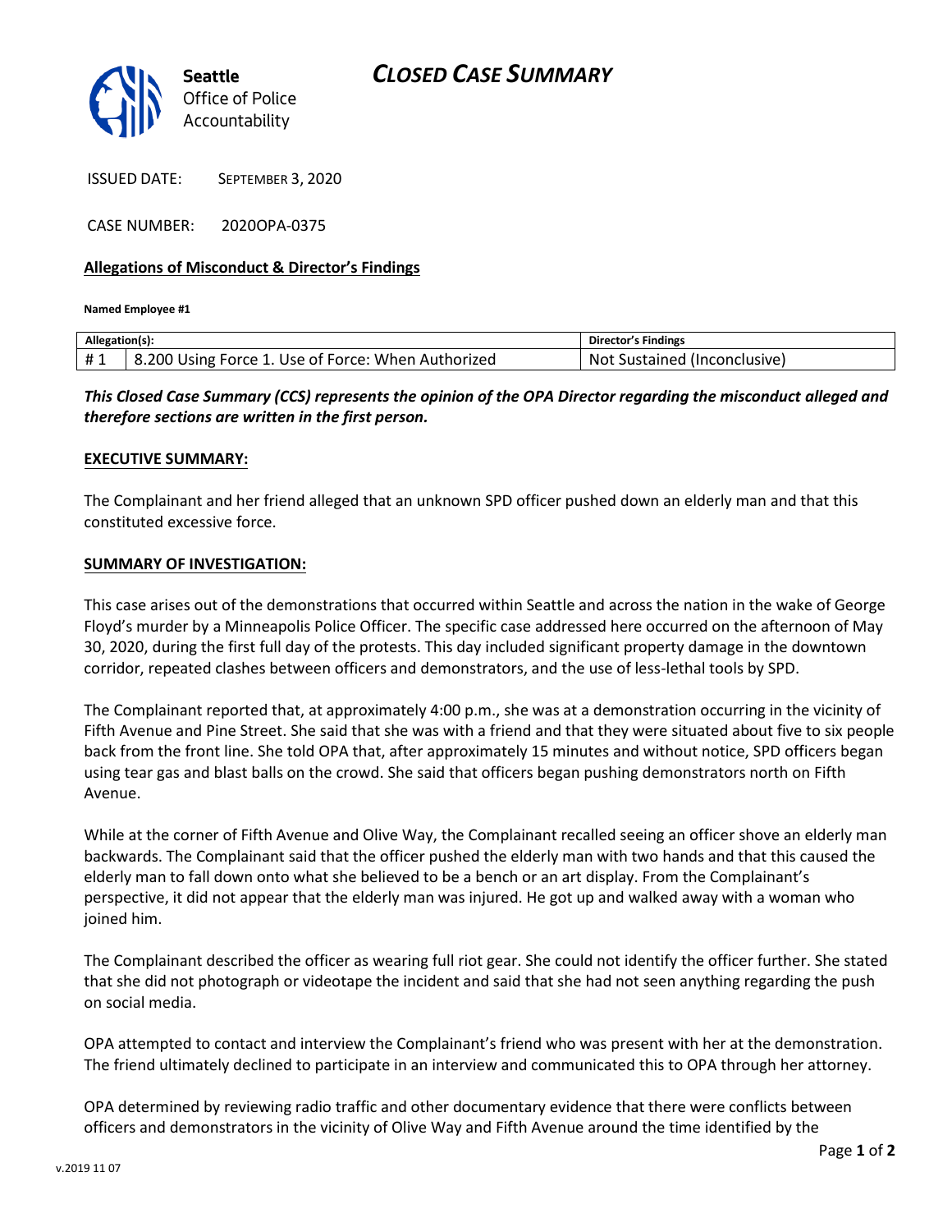Seattle Office of Police Accountability

# CLOSED CASE SUMMARY

ISSUED DATE: SEPTEMBER 3, 2020

CASE NUMBER: 2020OPA-0375

**Allegations of Misconduct & Director's Findings**

**Named Employee #1**

| Allegation(s): | | Director's Findings |
|---|---|---|
| # 1 | 8.200 Using Force 1. Use of Force: When Authorized | Not Sustained (Inconclusive) |

***This Closed Case Summary (CCS) represents the opinion of the OPA Director regarding the misconduct alleged and therefore sections are written in the first person.***

**EXECUTIVE SUMMARY:**

The Complainant and her friend alleged that an unknown SPD officer pushed down an elderly man and that this constituted excessive force.

**SUMMARY OF INVESTIGATION:**

This case arises out of the demonstrations that occurred within Seattle and across the nation in the wake of George Floyd's murder by a Minneapolis Police Officer. The specific case addressed here occurred on the afternoon of May 30, 2020, during the first full day of the protests. This day included significant property damage in the downtown corridor, repeated clashes between officers and demonstrators, and the use of less-lethal tools by SPD.

The Complainant reported that, at approximately 4:00 p.m., she was at a demonstration occurring in the vicinity of Fifth Avenue and Pine Street. She said that she was with a friend and that they were situated about five to six people back from the front line. She told OPA that, after approximately 15 minutes and without notice, SPD officers began using tear gas and blast balls on the crowd. She said that officers began pushing demonstrators north on Fifth Avenue.

While at the corner of Fifth Avenue and Olive Way, the Complainant recalled seeing an officer shove an elderly man backwards. The Complainant said that the officer pushed the elderly man with two hands and that this caused the elderly man to fall down onto what she believed to be a bench or an art display. From the Complainant's perspective, it did not appear that the elderly man was injured. He got up and walked away with a woman who joined him.

The Complainant described the officer as wearing full riot gear. She could not identify the officer further. She stated that she did not photograph or videotape the incident and said that she had not seen anything regarding the push on social media.

OPA attempted to contact and interview the Complainant's friend who was present with her at the demonstration. The friend ultimately declined to participate in an interview and communicated this to OPA through her attorney.

OPA determined by reviewing radio traffic and other documentary evidence that there were conflicts between officers and demonstrators in the vicinity of Olive Way and Fifth Avenue around the time identified by the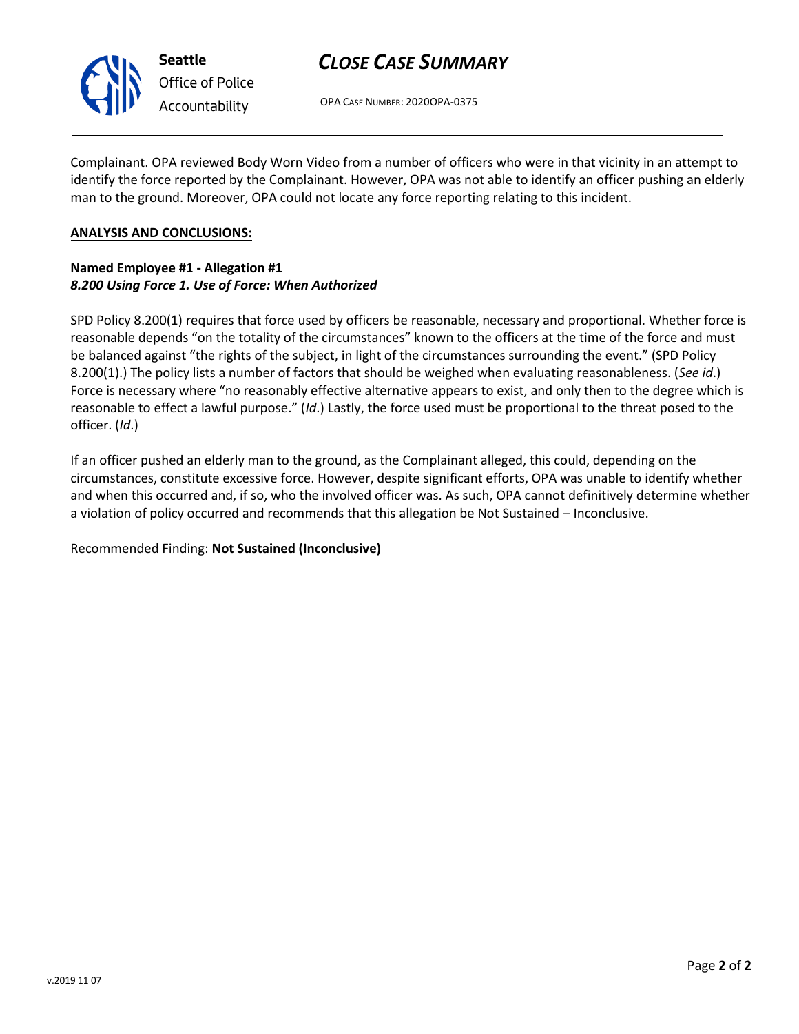Complainant. OPA reviewed Body Worn Video from a number of officers who were in that vicinity in an attempt to identify the force reported by the Complainant. However, OPA was not able to identify an officer pushing an elderly man to the ground. Moreover, OPA could not locate any force reporting relating to this incident.

**ANALYSIS AND CONCLUSIONS:**

**Named Employee #1 - Allegation #1**
***8.200 Using Force 1. Use of Force: When Authorized***

SPD Policy 8.200(1) requires that force used by officers be reasonable, necessary and proportional. Whether force is reasonable depends "on the totality of the circumstances" known to the officers at the time of the force and must be balanced against "the rights of the subject, in light of the circumstances surrounding the event." (SPD Policy 8.200(1).) The policy lists a number of factors that should be weighed when evaluating reasonableness. (*See id*.) Force is necessary where "no reasonably effective alternative appears to exist, and only then to the degree which is reasonable to effect a lawful purpose." (*Id*.) Lastly, the force used must be proportional to the threat posed to the officer. (*Id*.)

If an officer pushed an elderly man to the ground, as the Complainant alleged, this could, depending on the circumstances, constitute excessive force. However, despite significant efforts, OPA was unable to identify whether and when this occurred and, if so, who the involved officer was. As such, OPA cannot definitively determine whether a violation of policy occurred and recommends that this allegation be Not Sustained – Inconclusive.

Recommended Finding: **Not Sustained (Inconclusive)**